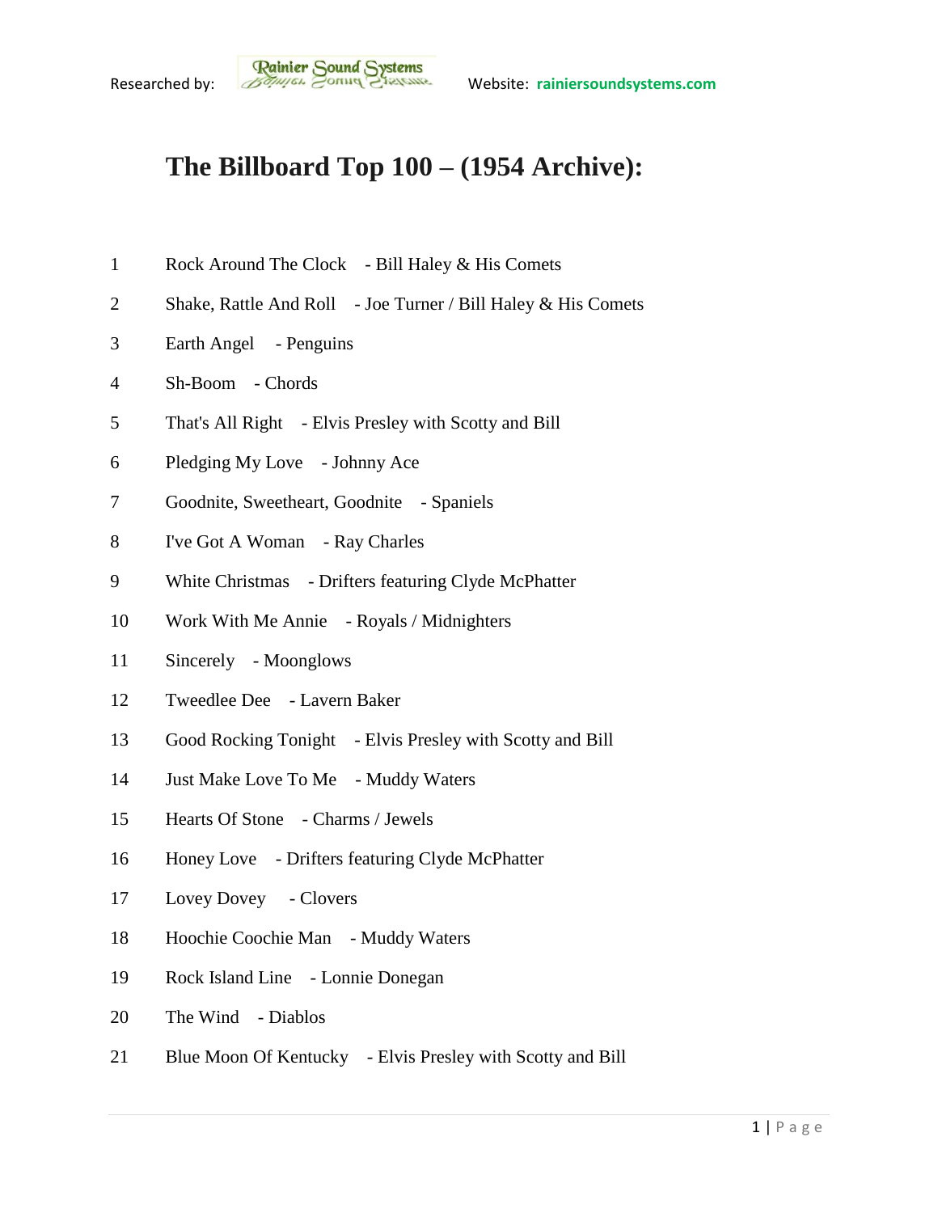Researched by: Rainier Sound Systems Website: rainiersoundsystems.com

# The Billboard Top 100 – (1954 Archive):

1 Rock Around The Clock - Bill Haley & His Comets

2 Shake, Rattle And Roll - Joe Turner / Bill Haley & His Comets

3 Earth Angel - Penguins

4 Sh-Boom - Chords

5 That's All Right - Elvis Presley with Scotty and Bill

6 Pledging My Love - Johnny Ace

7 Goodnite, Sweetheart, Goodnite - Spaniels

8 I've Got A Woman - Ray Charles

9 White Christmas - Drifters featuring Clyde McPhatter

10 Work With Me Annie - Royals / Midnighters

11 Sincerely - Moonglows

12 Tweedlee Dee - Lavern Baker

13 Good Rocking Tonight - Elvis Presley with Scotty and Bill

14 Just Make Love To Me - Muddy Waters

15 Hearts Of Stone - Charms / Jewels

16 Honey Love - Drifters featuring Clyde McPhatter

17 Lovey Dovey - Clovers

18 Hoochie Coochie Man - Muddy Waters

19 Rock Island Line - Lonnie Donegan

20 The Wind - Diablos

21 Blue Moon Of Kentucky - Elvis Presley with Scotty and Bill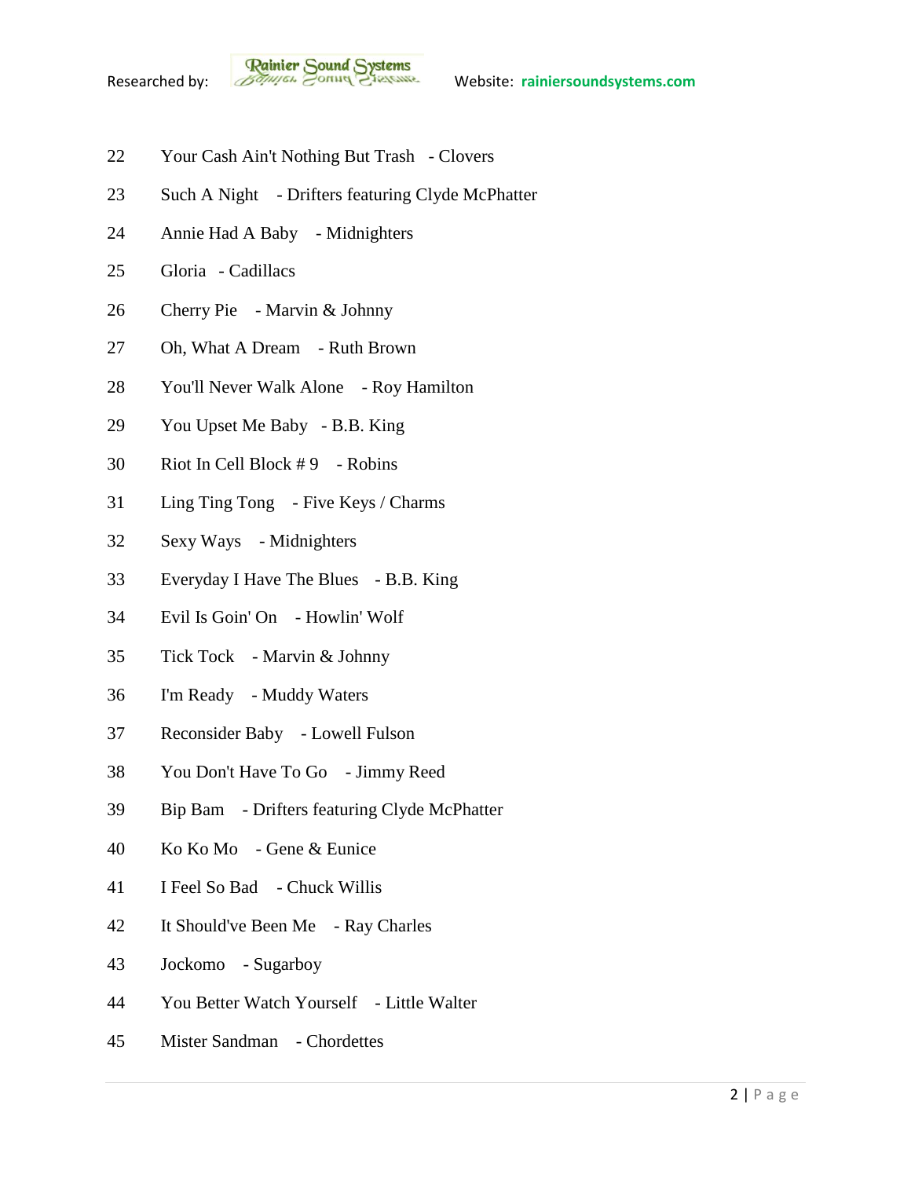22 Your Cash Ain't Nothing But Trash - Clovers

23 Such A Night - Drifters featuring Clyde McPhatter

24 Annie Had A Baby - Midnighters

25 Gloria - Cadillacs

26 Cherry Pie - Marvin & Johnny

27 Oh, What A Dream - Ruth Brown

28 You'll Never Walk Alone - Roy Hamilton

29 You Upset Me Baby - B.B. King

30 Riot In Cell Block # 9 - Robins

31 Ling Ting Tong - Five Keys / Charms

32 Sexy Ways - Midnighters

33 Everyday I Have The Blues - B.B. King

34 Evil Is Goin' On - Howlin' Wolf

35 Tick Tock - Marvin & Johnny

36 I'm Ready - Muddy Waters

37 Reconsider Baby - Lowell Fulson

38 You Don't Have To Go - Jimmy Reed

39 Bip Bam - Drifters featuring Clyde McPhatter

40 Ko Ko Mo - Gene & Eunice

41 I Feel So Bad - Chuck Willis

42 It Should've Been Me - Ray Charles

43 Jockomo - Sugarboy

44 You Better Watch Yourself - Little Walter

45 Mister Sandman - Chordettes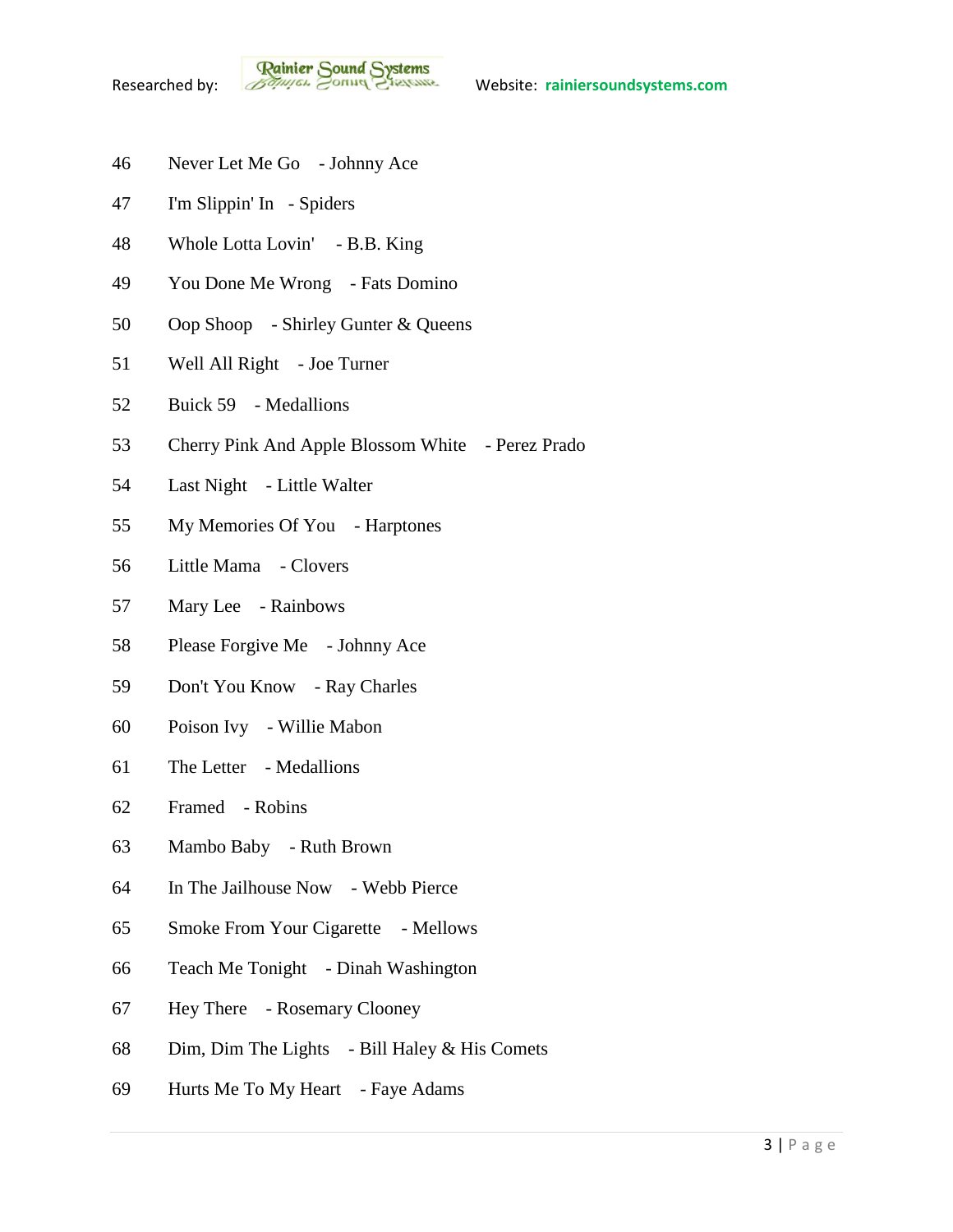46 Never Let Me Go - Johnny Ace

47 I'm Slippin' In - Spiders

48 Whole Lotta Lovin' - B.B. King

49 You Done Me Wrong - Fats Domino

50 Oop Shoop - Shirley Gunter & Queens

51 Well All Right - Joe Turner

52 Buick 59 - Medallions

53 Cherry Pink And Apple Blossom White - Perez Prado

54 Last Night - Little Walter

55 My Memories Of You - Harptones

56 Little Mama - Clovers

57 Mary Lee - Rainbows

58 Please Forgive Me - Johnny Ace

59 Don't You Know - Ray Charles

60 Poison Ivy - Willie Mabon

61 The Letter - Medallions

62 Framed - Robins

63 Mambo Baby - Ruth Brown

64 In The Jailhouse Now - Webb Pierce

65 Smoke From Your Cigarette - Mellows

66 Teach Me Tonight - Dinah Washington

67 Hey There - Rosemary Clooney

68 Dim, Dim The Lights - Bill Haley & His Comets

69 Hurts Me To My Heart - Faye Adams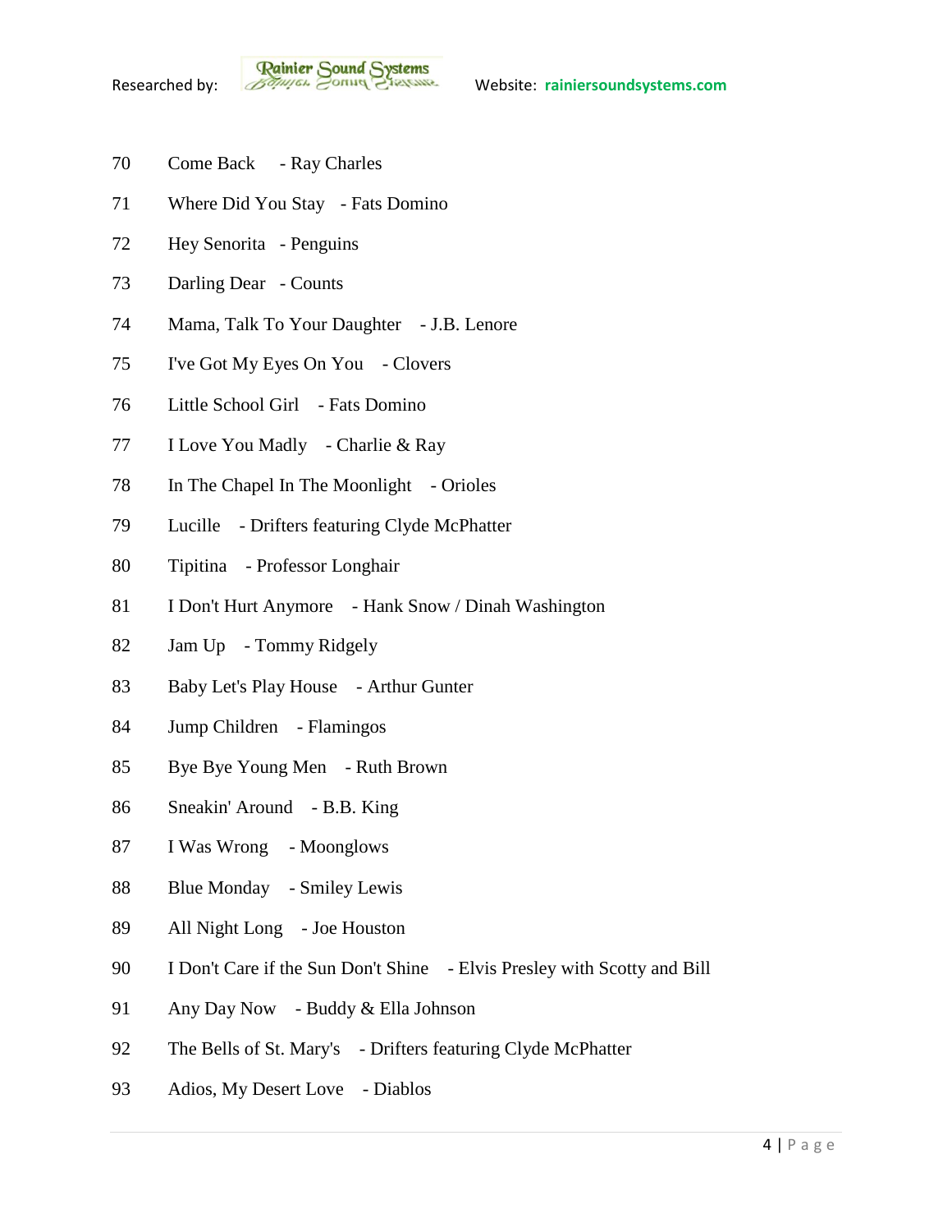70 Come Back - Ray Charles

71 Where Did You Stay - Fats Domino

72 Hey Senorita - Penguins

73 Darling Dear - Counts

74 Mama, Talk To Your Daughter - J.B. Lenore

75 I've Got My Eyes On You - Clovers

76 Little School Girl - Fats Domino

77 I Love You Madly - Charlie & Ray

78 In The Chapel In The Moonlight - Orioles

79 Lucille - Drifters featuring Clyde McPhatter

80 Tipitina - Professor Longhair

81 I Don't Hurt Anymore - Hank Snow / Dinah Washington

82 Jam Up - Tommy Ridgely

83 Baby Let's Play House - Arthur Gunter

84 Jump Children - Flamingos

85 Bye Bye Young Men - Ruth Brown

86 Sneakin' Around - B.B. King

87 I Was Wrong - Moonglows

88 Blue Monday - Smiley Lewis

89 All Night Long - Joe Houston

90 I Don't Care if the Sun Don't Shine - Elvis Presley with Scotty and Bill

91 Any Day Now - Buddy & Ella Johnson

92 The Bells of St. Mary's - Drifters featuring Clyde McPhatter

93 Adios, My Desert Love - Diablos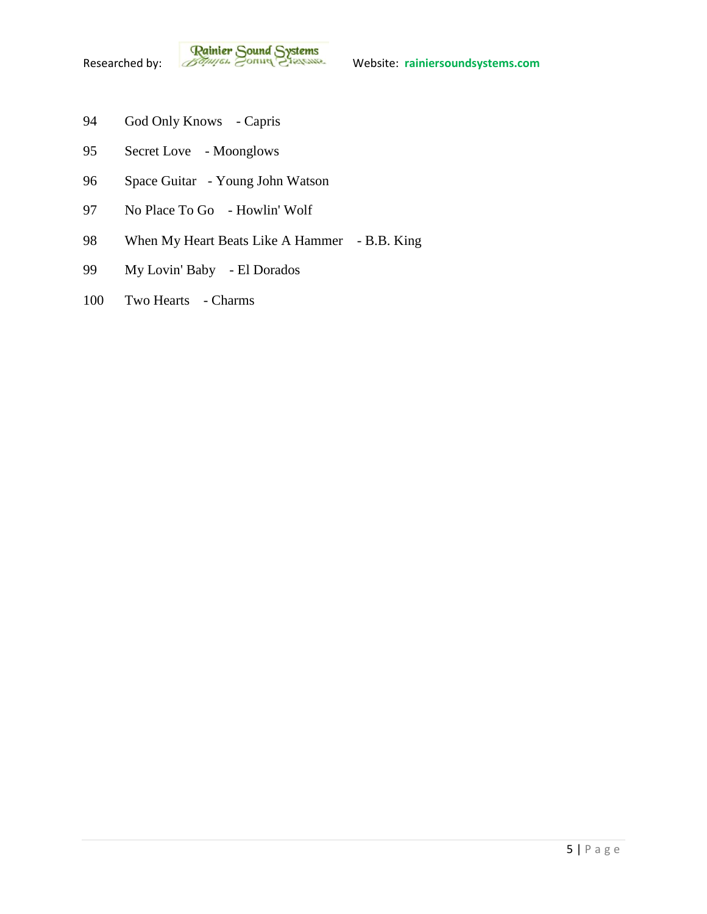94 God Only Knows - Capris

95 Secret Love - Moonglows

96 Space Guitar - Young John Watson

97 No Place To Go - Howlin' Wolf

98 When My Heart Beats Like A Hammer - B.B. King

99 My Lovin' Baby - El Dorados

100 Two Hearts - Charms